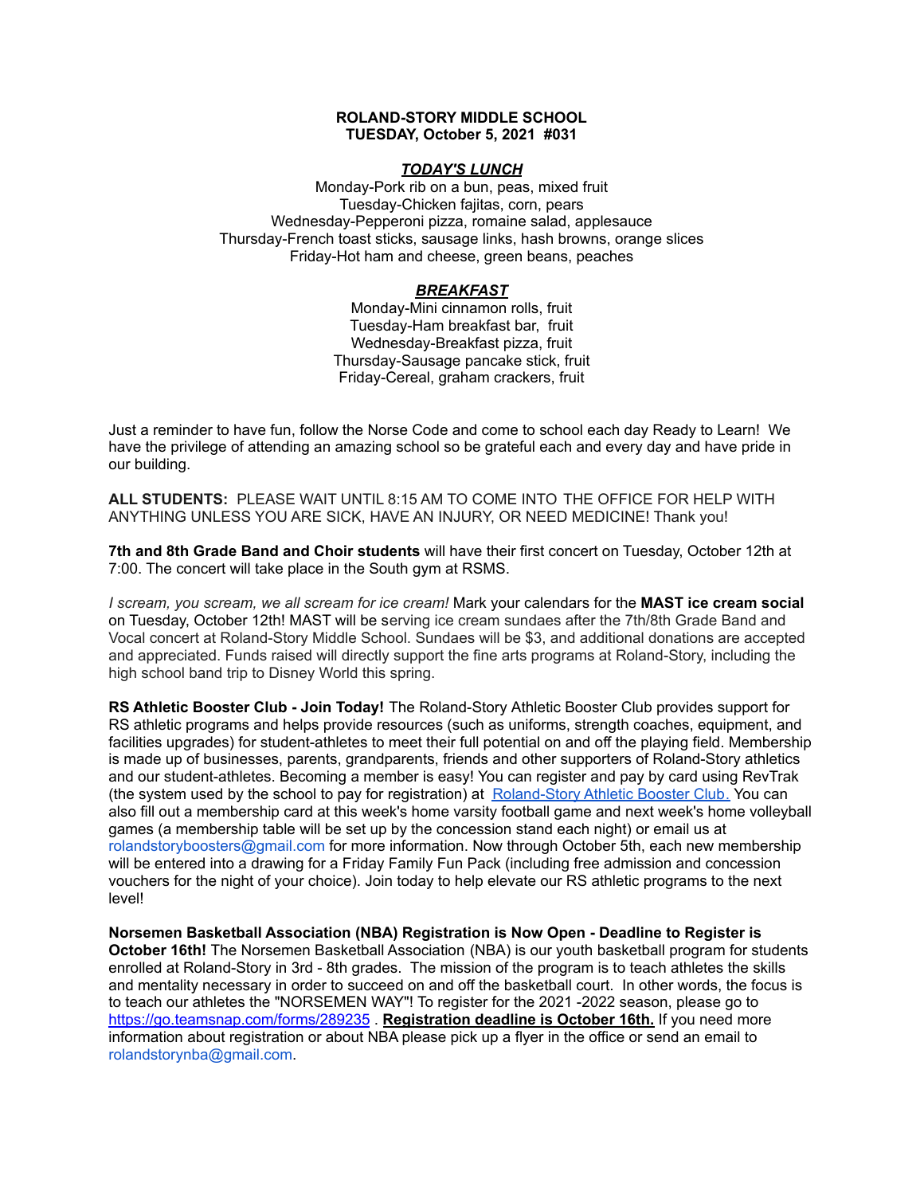**ROLAND-STORY MIDDLE SCHOOL**
**TUESDAY, October 5, 2021 #031**

***TODAY'S LUNCH***

Monday-Pork rib on a bun, peas, mixed fruit
Tuesday-Chicken fajitas, corn, pears
Wednesday-Pepperoni pizza, romaine salad, applesauce
Thursday-French toast sticks, sausage links, hash browns, orange slices
Friday-Hot ham and cheese, green beans, peaches

***BREAKFAST***

Monday-Mini cinnamon rolls, fruit
Tuesday-Ham breakfast bar, fruit
Wednesday-Breakfast pizza, fruit
Thursday-Sausage pancake stick, fruit
Friday-Cereal, graham crackers, fruit

Just a reminder to have fun, follow the Norse Code and come to school each day Ready to Learn! We have the privilege of attending an amazing school so be grateful each and every day and have pride in our building.

**ALL STUDENTS:** PLEASE WAIT UNTIL 8:15 AM TO COME INTO THE OFFICE FOR HELP WITH ANYTHING UNLESS YOU ARE SICK, HAVE AN INJURY, OR NEED MEDICINE! Thank you!

**7th and 8th Grade Band and Choir students** will have their first concert on Tuesday, October 12th at 7:00. The concert will take place in the South gym at RSMS.

*I scream, you scream, we all scream for ice cream!* Mark your calendars for the **MAST ice cream social** on Tuesday, October 12th! MAST will be serving ice cream sundaes after the 7th/8th Grade Band and Vocal concert at Roland-Story Middle School. Sundaes will be $3, and additional donations are accepted and appreciated. Funds raised will directly support the fine arts programs at Roland-Story, including the high school band trip to Disney World this spring.

**RS Athletic Booster Club - Join Today!** The Roland-Story Athletic Booster Club provides support for RS athletic programs and helps provide resources (such as uniforms, strength coaches, equipment, and facilities upgrades) for student-athletes to meet their full potential on and off the playing field. Membership is made up of businesses, parents, grandparents, friends and other supporters of Roland-Story athletics and our student-athletes. Becoming a member is easy! You can register and pay by card using RevTrak (the system used by the school to pay for registration) at Roland-Story Athletic Booster Club. You can also fill out a membership card at this week's home varsity football game and next week's home volleyball games (a membership table will be set up by the concession stand each night) or email us at rolandstoryboosters@gmail.com for more information. Now through October 5th, each new membership will be entered into a drawing for a Friday Family Fun Pack (including free admission and concession vouchers for the night of your choice). Join today to help elevate our RS athletic programs to the next level!

**Norsemen Basketball Association (NBA) Registration is Now Open - Deadline to Register is October 16th!** The Norsemen Basketball Association (NBA) is our youth basketball program for students enrolled at Roland-Story in 3rd - 8th grades. The mission of the program is to teach athletes the skills and mentality necessary in order to succeed on and off the basketball court. In other words, the focus is to teach our athletes the "NORSEMEN WAY"! To register for the 2021 -2022 season, please go to https://go.teamsnap.com/forms/289235 . **Registration deadline is October 16th.** If you need more information about registration or about NBA please pick up a flyer in the office or send an email to rolandstorynba@gmail.com.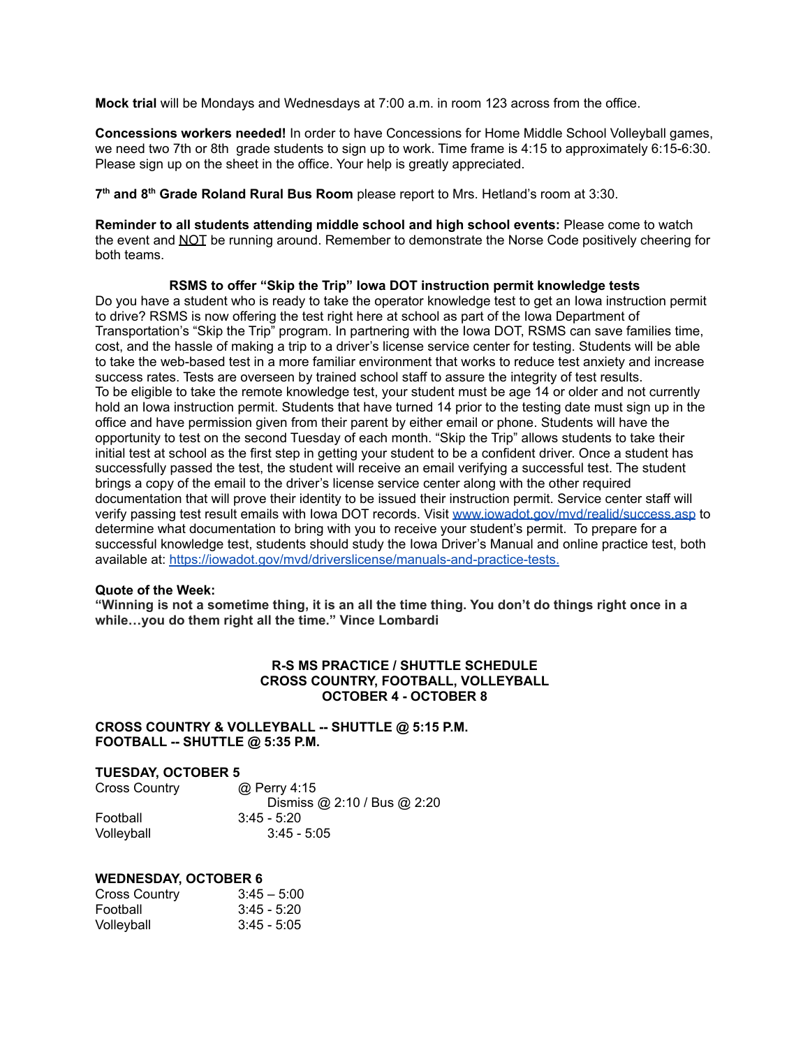**Mock trial** will be Mondays and Wednesdays at 7:00 a.m. in room 123 across from the office.

**Concessions workers needed!** In order to have Concessions for Home Middle School Volleyball games, we need two 7th or 8th grade students to sign up to work. Time frame is 4:15 to approximately 6:15-6:30. Please sign up on the sheet in the office. Your help is greatly appreciated.

**7th and 8th Grade Roland Rural Bus Room** please report to Mrs. Hetland's room at 3:30.

**Reminder to all students attending middle school and high school events:** Please come to watch the event and NOT be running around. Remember to demonstrate the Norse Code positively cheering for both teams.

**RSMS to offer "Skip the Trip" Iowa DOT instruction permit knowledge tests**

Do you have a student who is ready to take the operator knowledge test to get an Iowa instruction permit to drive? RSMS is now offering the test right here at school as part of the Iowa Department of Transportation's "Skip the Trip" program. In partnering with the Iowa DOT, RSMS can save families time, cost, and the hassle of making a trip to a driver's license service center for testing. Students will be able to take the web-based test in a more familiar environment that works to reduce test anxiety and increase success rates. Tests are overseen by trained school staff to assure the integrity of test results.
To be eligible to take the remote knowledge test, your student must be age 14 or older and not currently hold an Iowa instruction permit. Students that have turned 14 prior to the testing date must sign up in the office and have permission given from their parent by either email or phone. Students will have the opportunity to test on the second Tuesday of each month. "Skip the Trip" allows students to take their initial test at school as the first step in getting your student to be a confident driver. Once a student has successfully passed the test, the student will receive an email verifying a successful test. The student brings a copy of the email to the driver's license service center along with the other required documentation that will prove their identity to be issued their instruction permit. Service center staff will verify passing test result emails with Iowa DOT records. Visit www.iowadot.gov/mvd/realid/success.asp to determine what documentation to bring with you to receive your student's permit. To prepare for a successful knowledge test, students should study the Iowa Driver's Manual and online practice test, both available at: https://iowadot.gov/mvd/driverslicense/manuals-and-practice-tests.

**Quote of the Week:**
**"Winning is not a sometime thing, it is an all the time thing. You don't do things right once in a while…you do them right all the time." Vince Lombardi**

**R-S MS PRACTICE / SHUTTLE SCHEDULE**
**CROSS COUNTRY, FOOTBALL, VOLLEYBALL**
**OCTOBER 4 - OCTOBER 8**

**CROSS COUNTRY & VOLLEYBALL -- SHUTTLE @ 5:15 P.M.**
**FOOTBALL -- SHUTTLE @ 5:35 P.M.**

**TUESDAY, OCTOBER 5**

| | |
|---|---|
| Cross Country | @ Perry 4:15 Dismiss @ 2:10 / Bus @ 2:20 |
| Football | 3:45 - 5:20 |
| Volleyball | 3:45 - 5:05 |

**WEDNESDAY, OCTOBER 6**

| | |
|---|---|
| Cross Country | 3:45 – 5:00 |
| Football | 3:45 - 5:20 |
| Volleyball | 3:45 - 5:05 |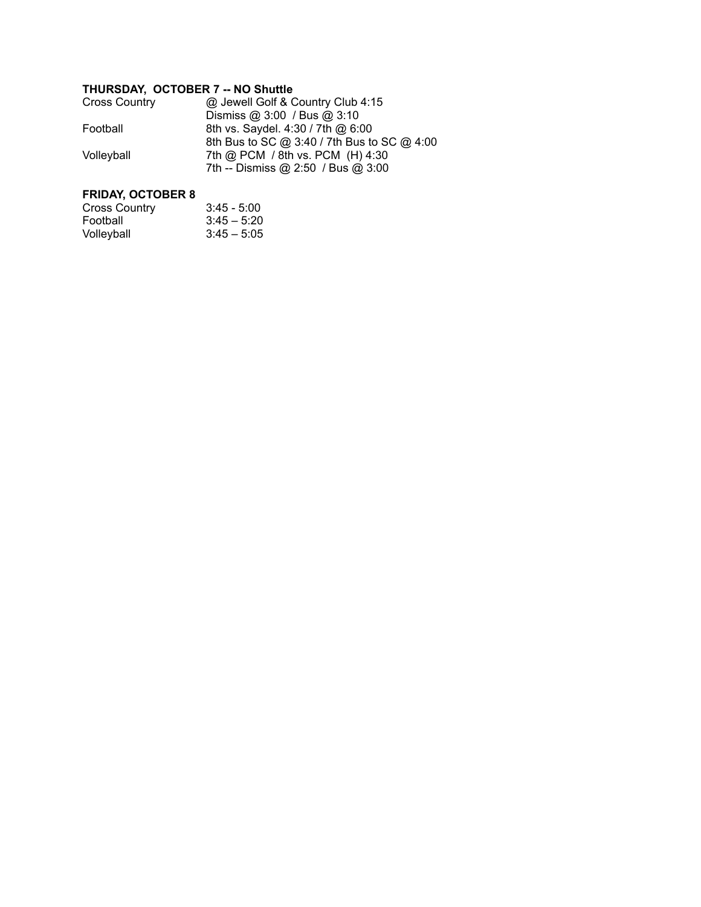**THURSDAY, OCTOBER 7 -- NO Shuttle**

| | |
|---|---|
| Cross Country | @ Jewell Golf & Country Club 4:15 |
| | Dismiss @ 3:00 / Bus @ 3:10 |
| Football | 8th vs. Saydel. 4:30 / 7th @ 6:00 |
| | 8th Bus to SC @ 3:40 / 7th Bus to SC @ 4:00 |
| Volleyball | 7th @ PCM / 8th vs. PCM (H) 4:30 |
| | 7th -- Dismiss @ 2:50 / Bus @ 3:00 |

**FRIDAY, OCTOBER 8**

| | |
|---|---|
| Cross Country | 3:45 - 5:00 |
| Football | 3:45 – 5:20 |
| Volleyball | 3:45 – 5:05 |